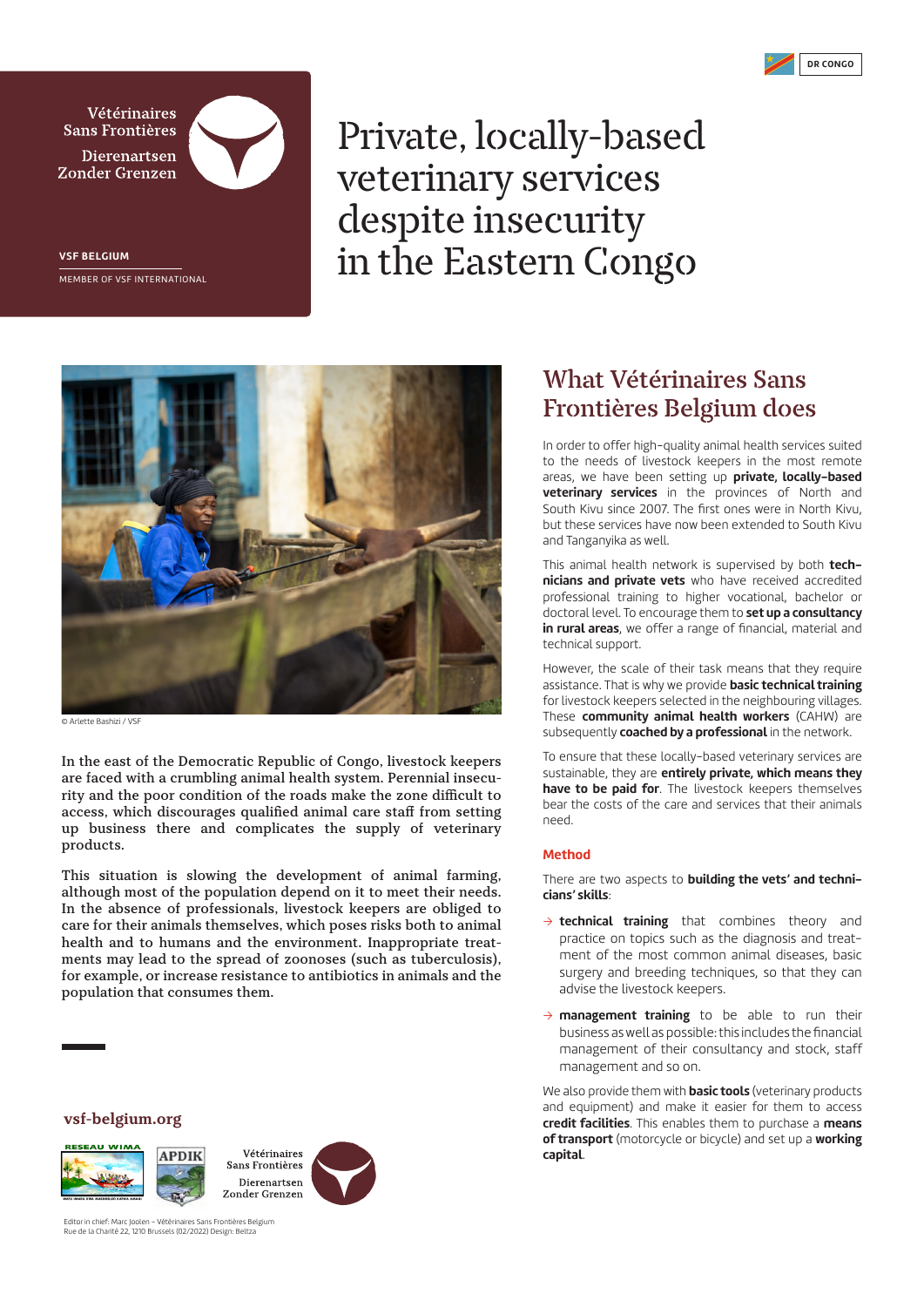DR CONGO

Vétérinaires Sans Frontières
Dierenartsen Zonder Grenzen

VSF BELGIUM

MEMBER OF VSF INTERNATIONAL

# Private, locally-based veterinary services despite insecurity in the Eastern Congo

© Arlette Bashizi / VSF

In the east of the Democratic Republic of Congo, livestock keepers are faced with a crumbling animal health system. Perennial insecurity and the poor condition of the roads make the zone difficult to access, which discourages qualified animal care staff from setting up business there and complicates the supply of veterinary products.

This situation is slowing the development of animal farming, although most of the population depend on it to meet their needs. In the absence of professionals, livestock keepers are obliged to care for their animals themselves, which poses risks both to animal health and to humans and the environment. Inappropriate treatments may lead to the spread of zoonoses (such as tuberculosis), for example, or increase resistance to antibiotics in animals and the population that consumes them.

## What Vétérinaires Sans Frontières Belgium does

In order to offer high-quality animal health services suited to the needs of livestock keepers in the most remote areas, we have been setting up **private, locally-based veterinary services** in the provinces of North and South Kivu since 2007. The first ones were in North Kivu, but these services have now been extended to South Kivu and Tanganyika as well.

This animal health network is supervised by both **technicians and private vets** who have received accredited professional training to higher vocational, bachelor or doctoral level. To encourage them to **set up a consultancy in rural areas**, we offer a range of financial, material and technical support.

However, the scale of their task means that they require assistance. That is why we provide **basic technical training** for livestock keepers selected in the neighbouring villages. These **community animal health workers** (CAHW) are subsequently **coached by a professional** in the network.

To ensure that these locally-based veterinary services are sustainable, they are **entirely private, which means they have to be paid for**. The livestock keepers themselves bear the costs of the care and services that their animals need.

### Method

There are two aspects to **building the vets' and technicians' skills**:

- **technical training** that combines theory and practice on topics such as the diagnosis and treatment of the most common animal diseases, basic surgery and breeding techniques, so that they can advise the livestock keepers.
- **management training** to be able to run their business as well as possible: this includes the financial management of their consultancy and stock, staff management and so on.

We also provide them with **basic tools** (veterinary products and equipment) and make it easier for them to access **credit facilities**. This enables them to purchase a **means of transport** (motorcycle or bicycle) and set up a **working capital**.

**vsf-belgium.org**

RESEAU WIMA — APDIK — Vétérinaires Sans Frontières Dierenartsen Zonder Grenzen

Editor in chief: Marc Joolen – Vétérinaires Sans Frontières Belgium
Rue de la Charité 22, 1210 Brussels (02/2022) Design: Beltza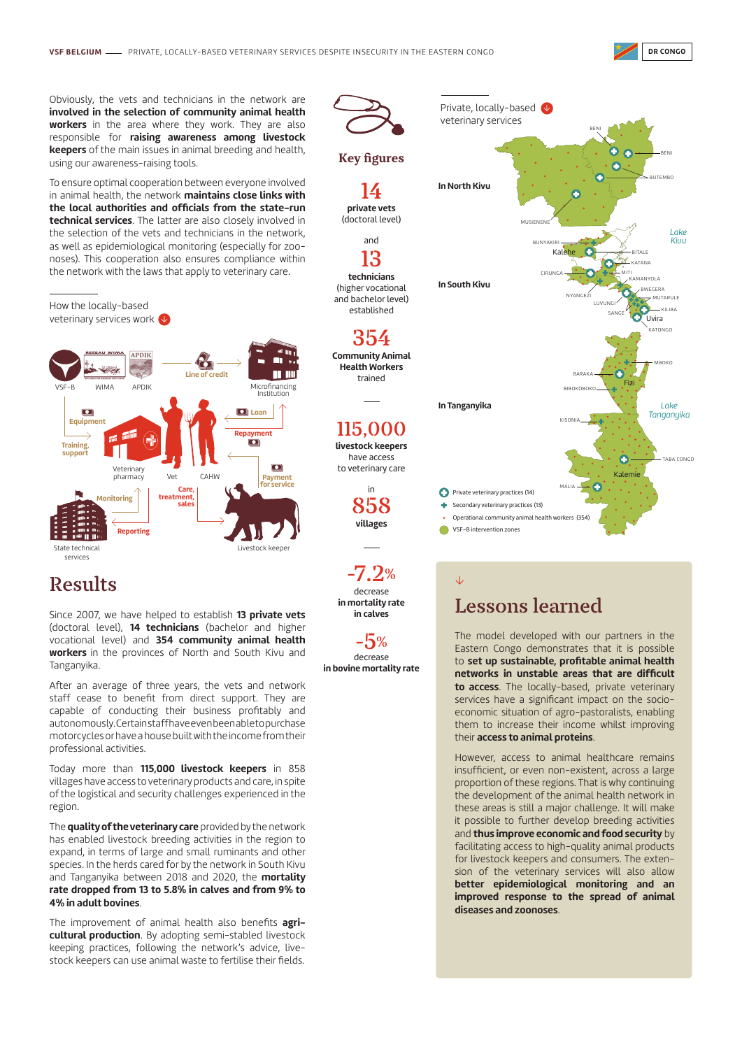Obviously, the vets and technicians in the network are **involved in the selection of community animal health workers** in the area where they work. They are also responsible for **raising awareness among livestock keepers** of the main issues in animal breeding and health, using our awareness-raising tools.

To ensure optimal cooperation between everyone involved in animal health, the network **maintains close links with the local authorities and officials from the state-run technical services**. The latter are also closely involved in the selection of the vets and technicians in the network, as well as epidemiological monitoring (especially for zoonoses). This cooperation also ensures compliance within the network with the laws that apply to veterinary care.

How the locally-based veterinary services work

VSF-B
WIMA
APDIK
Line of credit
Microfinancing Institution
Equipment
Training, support
Loan
Repayment
Veterinary pharmacy
Vet
CAHW
Payment for service
Monitoring
Care, treatment, sales
Reporting
State technical services
Livestock keeper

## Results

Since 2007, we have helped to establish **13 private vets** (doctoral level), **14 technicians** (bachelor and higher vocational level) and **354 community animal health workers** in the provinces of North and South Kivu and Tanganyika.

After an average of three years, the vets and network staff cease to benefit from direct support. They are capable of conducting their business profitably and autonomously. Certain staff have even been able to purchase motorcycles or have a house built with the income from their professional activities.

Today more than **115,000 livestock keepers** in 858 villages have access to veterinary products and care, in spite of the logistical and security challenges experienced in the region.

The **quality of the veterinary care** provided by the network has enabled livestock breeding activities in the region to expand, in terms of large and small ruminants and other species. In the herds cared for by the network in South Kivu and Tanganyika between 2018 and 2020, the **mortality rate dropped from 13 to 5.8% in calves and from 9% to 4% in adult bovines**.

The improvement of animal health also benefits **agricultural production**. By adopting semi-stabled livestock keeping practices, following the network's advice, livestock keepers can use animal waste to fertilise their fields.

## Key figures

**14**
**private vets** (doctoral level)

and

**13**
**technicians** (higher vocational and bachelor level) established

**354**
**Community Animal Health Workers** trained

**115,000**
**livestock keepers** have access to veterinary care

in

**858**
**villages**

**-7.2%**
decrease **in mortality rate in calves**

**-5%**
decrease **in bovine mortality rate**

Private, locally-based veterinary services

In North Kivu
In South Kivu
In Tanganyika

BENI, BUTEMBO, MUSIENENE, BUNYAKIRI, Kalehe, BITALE, KATANA, CIRUNGA, MITI, KAMANYOLA, NYANGEZI, BWEGERA, LUVUNGI, MUTARULE, SANGE, KILIBA, Uvira, KATONGO, Lake Kivu, MBOKO, BARAKA, BIBOKOBOKO, Fizi, KISONIA, Lake Tanganyika, TABA CONGO, Kalemie, MALIA

Private veterinary practices (14)
Secondary veterinary practices (13)
Operational community animal health workers (354)
VSF-B intervention zones

## Lessons learned

The model developed with our partners in the Eastern Congo demonstrates that it is possible to **set up sustainable, profitable animal health networks in unstable areas that are difficult to access**. The locally-based, private veterinary services have a significant impact on the socio-economic situation of agro-pastoralists, enabling them to increase their income whilst improving their **access to animal proteins**.

However, access to animal healthcare remains insufficient, or even non-existent, across a large proportion of these regions. That is why continuing the development of the animal health network in these areas is still a major challenge. It will make it possible to further develop breeding activities and **thus improve economic and food security** by facilitating access to high-quality animal products for livestock keepers and consumers. The extension of the veterinary services will also allow **better epidemiological monitoring and an improved response to the spread of animal diseases and zoonoses**.